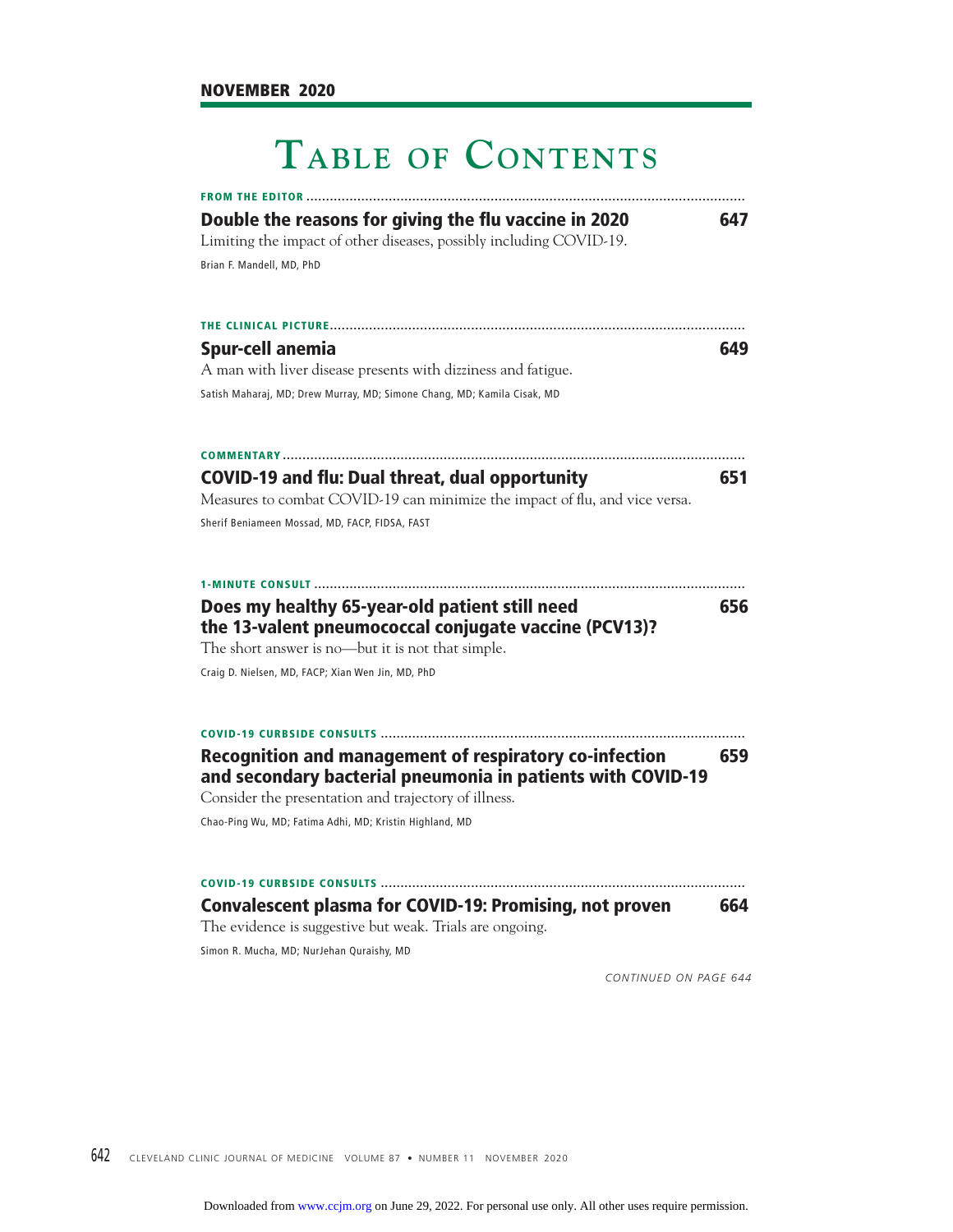NOVEMBER 2020

# Table of Contents

**FROM THE EDITOR**

## Double the reasons for giving the flu vaccine in 2020 — 647

Limiting the impact of other diseases, possibly including COVID-19.

Brian F. Mandell, MD, PhD

**THE CLINICAL PICTURE**

## Spur-cell anemia — 649

A man with liver disease presents with dizziness and fatigue.

Satish Maharaj, MD; Drew Murray, MD; Simone Chang, MD; Kamila Cisak, MD

**COMMENTARY**

## COVID-19 and flu: Dual threat, dual opportunity — 651

Measures to combat COVID-19 can minimize the impact of flu, and vice versa.

Sherif Beniameen Mossad, MD, FACP, FIDSA, FAST

**1-MINUTE CONSULT**

## Does my healthy 65-year-old patient still need the 13-valent pneumococcal conjugate vaccine (PCV13)? — 656

The short answer is no—but it is not that simple.

Craig D. Nielsen, MD, FACP; Xian Wen Jin, MD, PhD

**COVID-19 CURBSIDE CONSULTS**

## Recognition and management of respiratory co-infection and secondary bacterial pneumonia in patients with COVID-19 — 659

Consider the presentation and trajectory of illness.

Chao-Ping Wu, MD; Fatima Adhi, MD; Kristin Highland, MD

**COVID-19 CURBSIDE CONSULTS**

## Convalescent plasma for COVID-19: Promising, not proven — 664

The evidence is suggestive but weak. Trials are ongoing.

Simon R. Mucha, MD; NurJehan Quraishy, MD

*CONTINUED ON PAGE 644*

Downloaded from www.ccjm.org on June 29, 2022. For personal use only. All other uses require permission.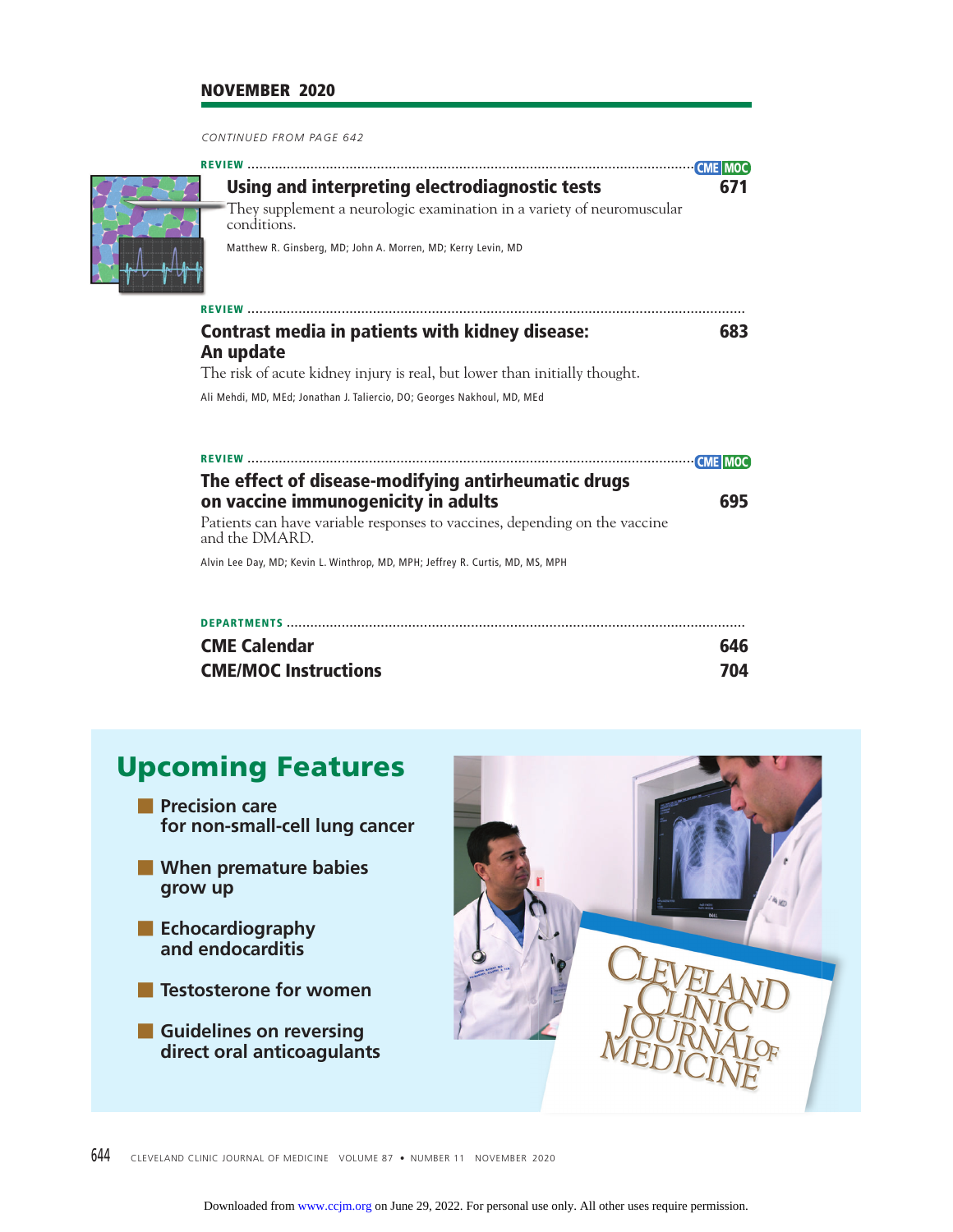## NOVEMBER 2020

*CONTINUED FROM PAGE 642*

**REVIEW** CME MOC

### Using and interpreting electrodiagnostic tests — 671

They supplement a neurologic examination in a variety of neuromuscular conditions.

Matthew R. Ginsberg, MD; John A. Morren, MD; Kerry Levin, MD

**REVIEW**

### Contrast media in patients with kidney disease: An update — 683

The risk of acute kidney injury is real, but lower than initially thought.

Ali Mehdi, MD, MEd; Jonathan J. Taliercio, DO; Georges Nakhoul, MD, MEd

**REVIEW** CME MOC

### The effect of disease-modifying antirheumatic drugs on vaccine immunogenicity in adults — 695

Patients can have variable responses to vaccines, depending on the vaccine and the DMARD.

Alvin Lee Day, MD; Kevin L. Winthrop, MD, MPH; Jeffrey R. Curtis, MD, MS, MPH

**DEPARTMENTS**

**CME Calendar** — 646

**CME/MOC Instructions** — 704

## Upcoming Features

- Precision care for non-small-cell lung cancer
- When premature babies grow up
- Echocardiography and endocarditis
- Testosterone for women
- Guidelines on reversing direct oral anticoagulants

Downloaded from www.ccjm.org on June 29, 2022. For personal use only. All other uses require permission.